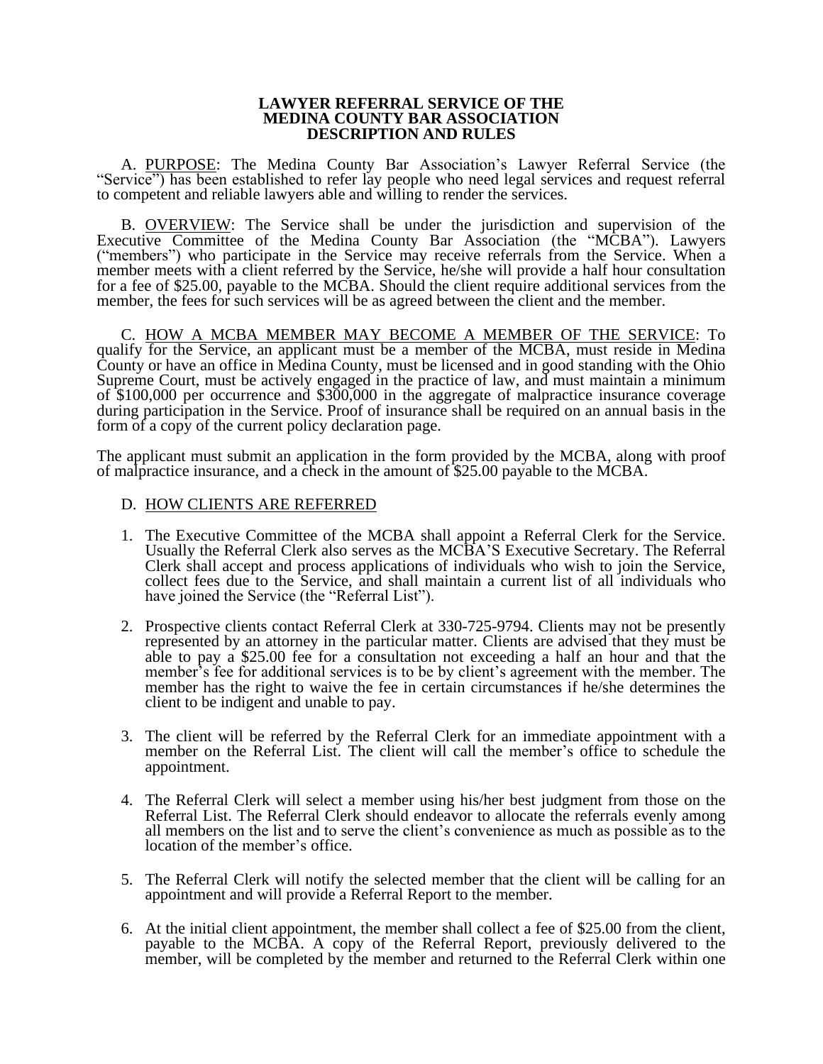# LAWYER REFERRAL SERVICE OF THE MEDINA COUNTY BAR ASSOCIATION DESCRIPTION AND RULES

A. <u>PURPOSE</u>: The Medina County Bar Association's Lawyer Referral Service (the "Service") has been established to refer lay people who need legal services and request referral to competent and reliable lawyers able and willing to render the services.

B. <u>OVERVIEW</u>: The Service shall be under the jurisdiction and supervision of the Executive Committee of the Medina County Bar Association (the "MCBA"). Lawyers ("members") who participate in the Service may receive referrals from the Service. When a member meets with a client referred by the Service, he/she will provide a half hour consultation for a fee of \$25.00, payable to the MCBA. Should the client require additional services from the member, the fees for such services will be as agreed between the client and the member.

C. <u>HOW A MCBA MEMBER MAY BECOME A MEMBER OF THE SERVICE</u>: To qualify for the Service, an applicant must be a member of the MCBA, must reside in Medina County or have an office in Medina County, must be licensed and in good standing with the Ohio Supreme Court, must be actively engaged in the practice of law, and must maintain a minimum of \$100,000 per occurrence and \$300,000 in the aggregate of malpractice insurance coverage during participation in the Service. Proof of insurance shall be required on an annual basis in the form of a copy of the current policy declaration page.

The applicant must submit an application in the form provided by the MCBA, along with proof of malpractice insurance, and a check in the amount of \$25.00 payable to the MCBA.

D. <u>HOW CLIENTS ARE REFERRED</u>

1. The Executive Committee of the MCBA shall appoint a Referral Clerk for the Service. Usually the Referral Clerk also serves as the MCBA'S Executive Secretary. The Referral Clerk shall accept and process applications of individuals who wish to join the Service, collect fees due to the Service, and shall maintain a current list of all individuals who have joined the Service (the "Referral List").

2. Prospective clients contact Referral Clerk at 330-725-9794. Clients may not be presently represented by an attorney in the particular matter. Clients are advised that they must be able to pay a \$25.00 fee for a consultation not exceeding a half an hour and that the member's fee for additional services is to be by client's agreement with the member. The member has the right to waive the fee in certain circumstances if he/she determines the client to be indigent and unable to pay.

3. The client will be referred by the Referral Clerk for an immediate appointment with a member on the Referral List. The client will call the member's office to schedule the appointment.

4. The Referral Clerk will select a member using his/her best judgment from those on the Referral List. The Referral Clerk should endeavor to allocate the referrals evenly among all members on the list and to serve the client's convenience as much as possible as to the location of the member's office.

5. The Referral Clerk will notify the selected member that the client will be calling for an appointment and will provide a Referral Report to the member.

6. At the initial client appointment, the member shall collect a fee of \$25.00 from the client, payable to the MCBA. A copy of the Referral Report, previously delivered to the member, will be completed by the member and returned to the Referral Clerk within one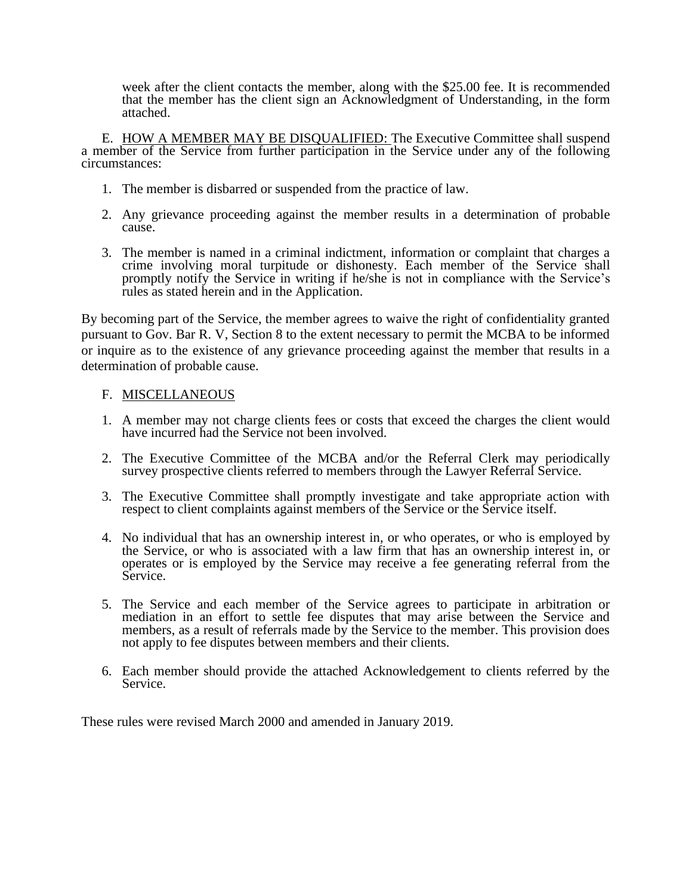week after the client contacts the member, along with the $25.00 fee. It is recommended that the member has the client sign an Acknowledgment of Understanding, in the form attached.

E. <u>HOW A MEMBER MAY BE DISQUALIFIED:</u> The Executive Committee shall suspend a member of the Service from further participation in the Service under any of the following circumstances:

1. The member is disbarred or suspended from the practice of law.

2. Any grievance proceeding against the member results in a determination of probable cause.

3. The member is named in a criminal indictment, information or complaint that charges a crime involving moral turpitude or dishonesty. Each member of the Service shall promptly notify the Service in writing if he/she is not in compliance with the Service's rules as stated herein and in the Application.

By becoming part of the Service, the member agrees to waive the right of confidentiality granted pursuant to Gov. Bar R. V, Section 8 to the extent necessary to permit the MCBA to be informed or inquire as to the existence of any grievance proceeding against the member that results in a determination of probable cause.

F. <u>MISCELLANEOUS</u>

1. A member may not charge clients fees or costs that exceed the charges the client would have incurred had the Service not been involved.

2. The Executive Committee of the MCBA and/or the Referral Clerk may periodically survey prospective clients referred to members through the Lawyer Referral Service.

3. The Executive Committee shall promptly investigate and take appropriate action with respect to client complaints against members of the Service or the Service itself.

4. No individual that has an ownership interest in, or who operates, or who is employed by the Service, or who is associated with a law firm that has an ownership interest in, or operates or is employed by the Service may receive a fee generating referral from the Service.

5. The Service and each member of the Service agrees to participate in arbitration or mediation in an effort to settle fee disputes that may arise between the Service and members, as a result of referrals made by the Service to the member. This provision does not apply to fee disputes between members and their clients.

6. Each member should provide the attached Acknowledgement to clients referred by the Service.

These rules were revised March 2000 and amended in January 2019.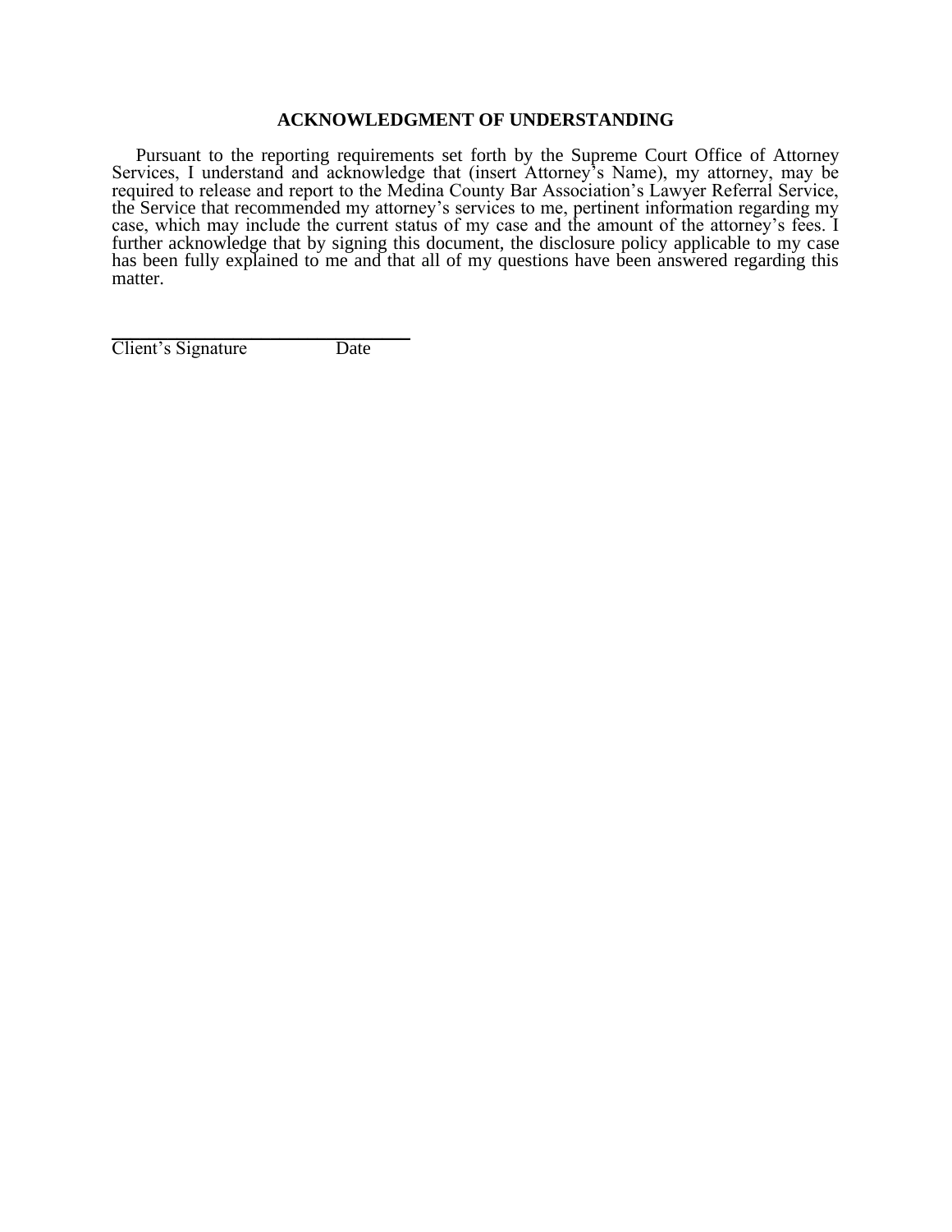## ACKNOWLEDGMENT OF UNDERSTANDING

Pursuant to the reporting requirements set forth by the Supreme Court Office of Attorney Services, I understand and acknowledge that (insert Attorney's Name), my attorney, may be required to release and report to the Medina County Bar Association's Lawyer Referral Service, the Service that recommended my attorney's services to me, pertinent information regarding my case, which may include the current status of my case and the amount of the attorney's fees. I further acknowledge that by signing this document, the disclosure policy applicable to my case has been fully explained to me and that all of my questions have been answered regarding this matter.

\_\_\_\_\_\_\_\_\_\_\_\_\_\_\_\_\_\_\_\_\_\_\_\_\_\_\_\_\_\_\_\_

Client's Signature                Date